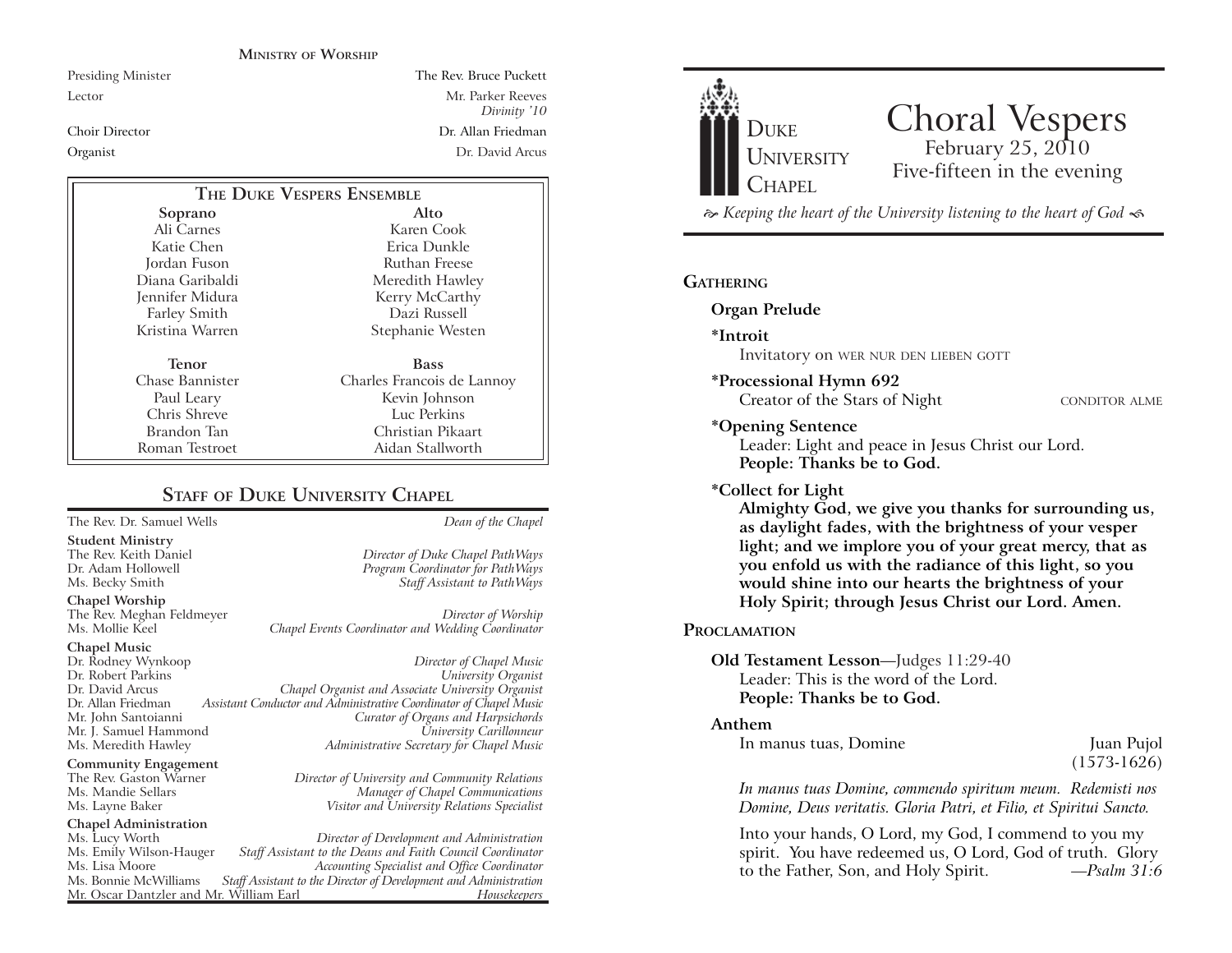## Ministry of Worship

| | |
|---|---|
| Presiding Minister | The Rev. Bruce Puckett |
| Lector | Mr. Parker Reeves *Divinity '10* |
| Choir Director | Dr. Allan Friedman |
| Organist | Dr. David Arcus |

## The Duke Vespers Ensemble

| Soprano | Alto |
|---|---|
| Ali Carnes | Karen Cook |
| Katie Chen | Erica Dunkle |
| Jordan Fuson | Ruthan Freese |
| Diana Garibaldi | Meredith Hawley |
| Jennifer Midura | Kerry McCarthy |
| Farley Smith | Dazi Russell |
| Kristina Warren | Stephanie Westen |

| Tenor | Bass |
|---|---|
| Chase Bannister | Charles Francois de Lannoy |
| Paul Leary | Kevin Johnson |
| Chris Shreve | Luc Perkins |
| Brandon Tan | Christian Pikaart |
| Roman Testroet | Aidan Stallworth |

## Staff of Duke University Chapel

The Rev. Dr. Samuel Wells — *Dean of the Chapel*

**Student Ministry**
The Rev. Keith Daniel — *Director of Duke Chapel PathWays*
Dr. Adam Hollowell — *Program Coordinator for PathWays*
Ms. Becky Smith — *Staff Assistant to PathWays*

**Chapel Worship**
The Rev. Meghan Feldmeyer — *Director of Worship*
Ms. Mollie Keel — *Chapel Events Coordinator and Wedding Coordinator*

**Chapel Music**
Dr. Rodney Wynkoop — *Director of Chapel Music*
Dr. Robert Parkins — *University Organist*
Dr. David Arcus — *Chapel Organist and Associate University Organist*
Dr. Allan Friedman — *Assistant Conductor and Administrative Coordinator of Chapel Music*
Mr. John Santoianni — *Curator of Organs and Harpsichords*
Mr. J. Samuel Hammond — *University Carillonneur*
Ms. Meredith Hawley — *Administrative Secretary for Chapel Music*

**Community Engagement**
The Rev. Gaston Warner — *Director of University and Community Relations*
Ms. Mandie Sellars — *Manager of Chapel Communications*
Ms. Layne Baker — *Visitor and University Relations Specialist*

**Chapel Administration**
Ms. Lucy Worth — *Director of Development and Administration*
Ms. Emily Wilson-Hauger — *Staff Assistant to the Deans and Faith Council Coordinator*
Ms. Lisa Moore — *Accounting Specialist and Office Coordinator*
Ms. Bonnie McWilliams — *Staff Assistant to the Director of Development and Administration*
Mr. Oscar Dantzler and Mr. William Earl — *Housekeepers*

---

Duke University Chapel

# Choral Vespers

February 25, 2010
Five-fifteen in the evening

*Keeping the heart of the University listening to the heart of God*

## Gathering

**Organ Prelude**

**\*Introit**
Invitatory on WER NUR DEN LIEBEN GOTT

**\*Processional Hymn 692**
Creator of the Stars of Night — CONDITOR ALME

**\*Opening Sentence**
Leader: Light and peace in Jesus Christ our Lord.
**People: Thanks be to God.**

**\*Collect for Light**
**Almighty God, we give you thanks for surrounding us, as daylight fades, with the brightness of your vesper light; and we implore you of your great mercy, that as you enfold us with the radiance of this light, so you would shine into our hearts the brightness of your Holy Spirit; through Jesus Christ our Lord. Amen.**

## Proclamation

**Old Testament Lesson**—Judges 11:29-40
Leader: This is the word of the Lord.
**People: Thanks be to God.**

**Anthem**
In manus tuas, Domine — Juan Pujol (1573-1626)

*In manus tuas Domine, commendo spiritum meum. Redemisti nos Domine, Deus veritatis. Gloria Patri, et Filio, et Spiritui Sancto.*

Into your hands, O Lord, my God, I commend to you my spirit. You have redeemed us, O Lord, God of truth. Glory to the Father, Son, and Holy Spirit. —*Psalm 31:6*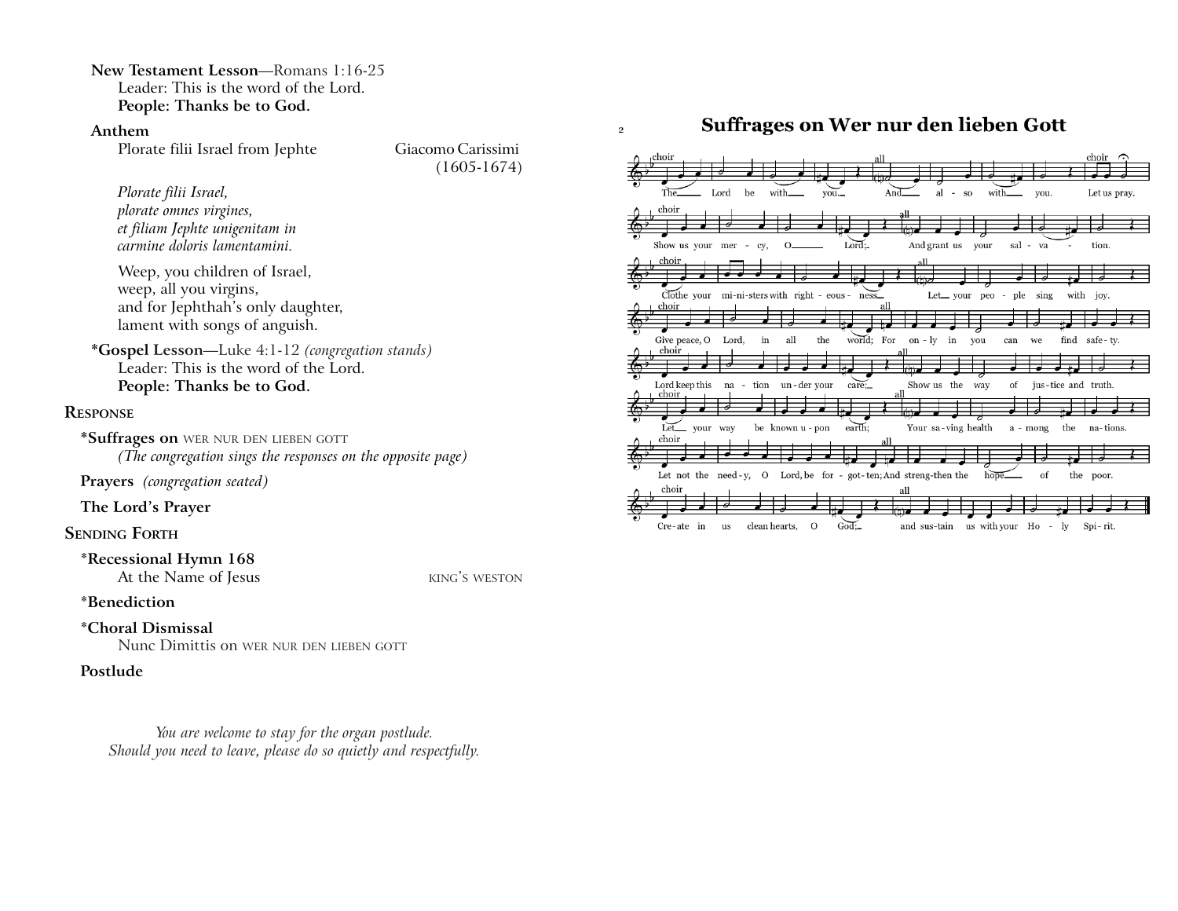**New Testament Lesson**—Romans 1:16-25
Leader: This is the word of the Lord.
**People: Thanks be to God.**

**Anthem**
Plorate filii Israel from Jephte — Giacomo Carissimi (1605-1674)

*Plorate filii Israel,*
*plorate omnes virgines,*
*et filiam Jephte unigenitam in*
*carmine doloris lamentamini.*

Weep, you children of Israel,
weep, all you virgins,
and for Jephthah's only daughter,
lament with songs of anguish.

**\*Gospel Lesson**—Luke 4:1-12 *(congregation stands)*
Leader: This is the word of the Lord.
**People: Thanks be to God.**

## Response

**\*Suffrages on** WER NUR DEN LIEBEN GOTT
*(The congregation sings the responses on the opposite page)*

**Prayers** *(congregation seated)*

**The Lord's Prayer**

## Sending Forth

**\*Recessional Hymn 168**
At the Name of Jesus — KING'S WESTON

**\*Benediction**

**\*Choral Dismissal**
Nunc Dimittis on WER NUR DEN LIEBEN GOTT

**Postlude**

*You are welcome to stay for the organ postlude.*
*Should you need to leave, please do so quietly and respectfully.*

## Suffrages on Wer nur den lieben Gott

choir: The Lord be with you.
all: And also with you.
choir: Let us pray.

choir: Show us your mercy, O Lord;
all: And grant us your salvation.

choir: Clothe your ministers with righteousness.
all: Let your people sing with joy.

choir: Give peace, O Lord, in all the world;
all: For only in you can we find safety.

choir: Lord keep this nation under your care;
all: Show us the way of justice and truth.

choir: Let your way be known upon earth;
all: Your saving health among the nations.

choir: Let not the needy, O Lord, be forgotten;
all: And strengthen the hope of the poor.

choir: Create in us clean hearts, O God;
all: and sustain us with your Holy Spirit.